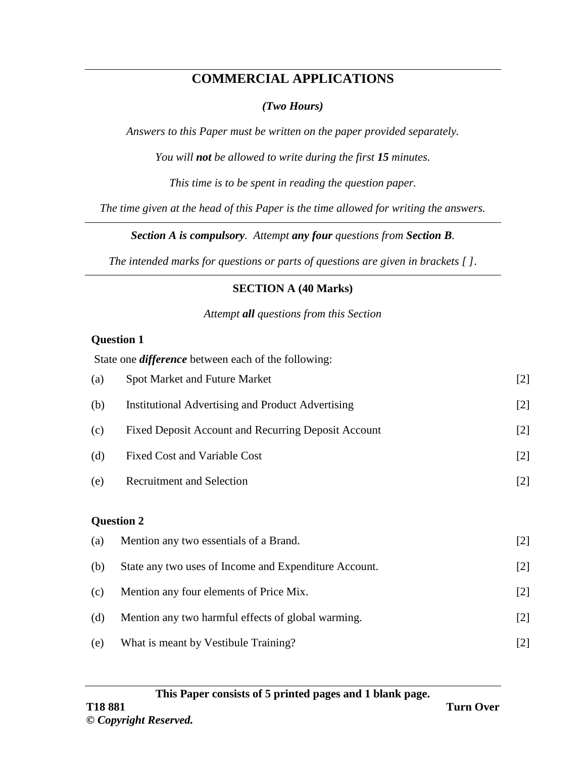# COMMERCIAL APPLICATIONS

***(Two Hours)***

*Answers to this Paper must be written on the paper provided separately.*

*You will **not** be allowed to write during the first **15** minutes.*

*This time is to be spent in reading the question paper.*

*The time given at the head of this Paper is the time allowed for writing the answers.*

***Section A is compulsory**. Attempt **any four** questions from **Section B**.*

*The intended marks for questions or parts of questions are given in brackets [ ].*

## SECTION A (40 Marks)

*Attempt **all** questions from this Section*

**Question 1**

State one ***difference*** between each of the following:

(a) Spot Market and Future Market [2]

(b) Institutional Advertising and Product Advertising [2]

(c) Fixed Deposit Account and Recurring Deposit Account [2]

(d) Fixed Cost and Variable Cost [2]

(e) Recruitment and Selection [2]

**Question 2**

(a) Mention any two essentials of a Brand. [2]

(b) State any two uses of Income and Expenditure Account. [2]

(c) Mention any four elements of Price Mix. [2]

(d) Mention any two harmful effects of global warming. [2]

(e) What is meant by Vestibule Training? [2]

**This Paper consists of 5 printed pages and 1 blank page.**

**T18 881**

**Turn Over**

***© Copyright Reserved.***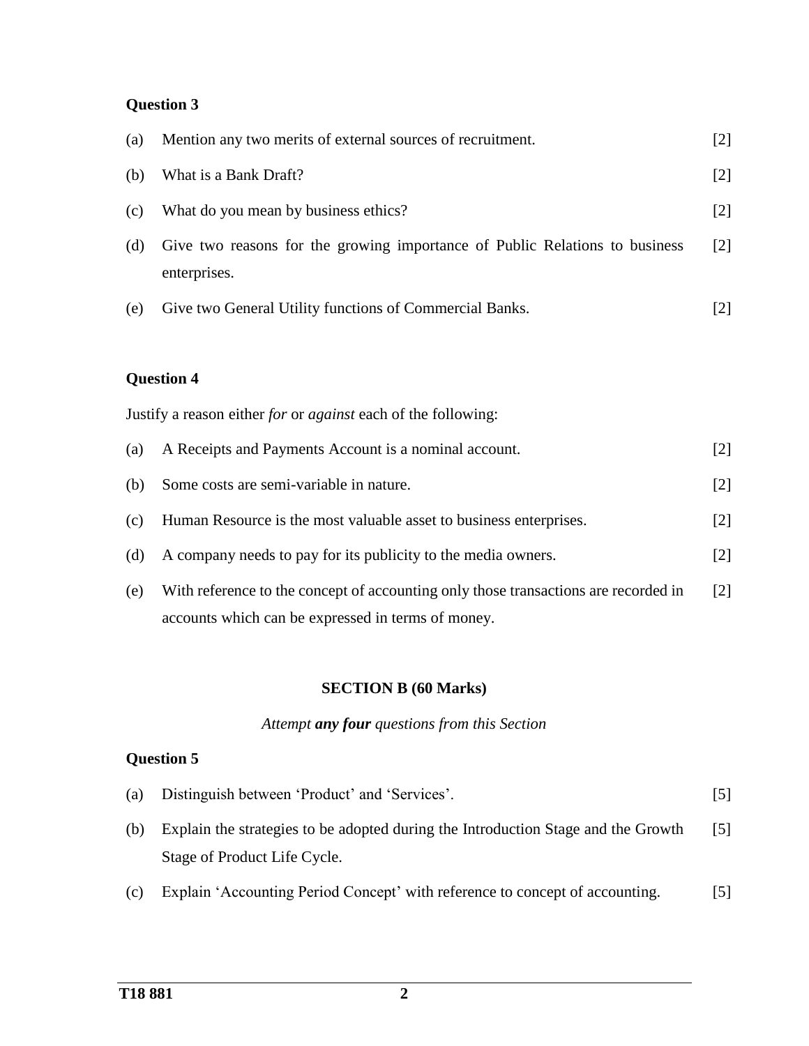**Question 3**

(a) Mention any two merits of external sources of recruitment. [2]

(b) What is a Bank Draft? [2]

(c) What do you mean by business ethics? [2]

(d) Give two reasons for the growing importance of Public Relations to business enterprises. [2]

(e) Give two General Utility functions of Commercial Banks. [2]

**Question 4**

Justify a reason either *for* or *against* each of the following:

(a) A Receipts and Payments Account is a nominal account. [2]

(b) Some costs are semi-variable in nature. [2]

(c) Human Resource is the most valuable asset to business enterprises. [2]

(d) A company needs to pay for its publicity to the media owners. [2]

(e) With reference to the concept of accounting only those transactions are recorded in accounts which can be expressed in terms of money. [2]

**SECTION B (60 Marks)**

*Attempt* ***any four*** *questions from this Section*

**Question 5**

(a) Distinguish between 'Product' and 'Services'. [5]

(b) Explain the strategies to be adopted during the Introduction Stage and the Growth Stage of Product Life Cycle. [5]

(c) Explain 'Accounting Period Concept' with reference to concept of accounting. [5]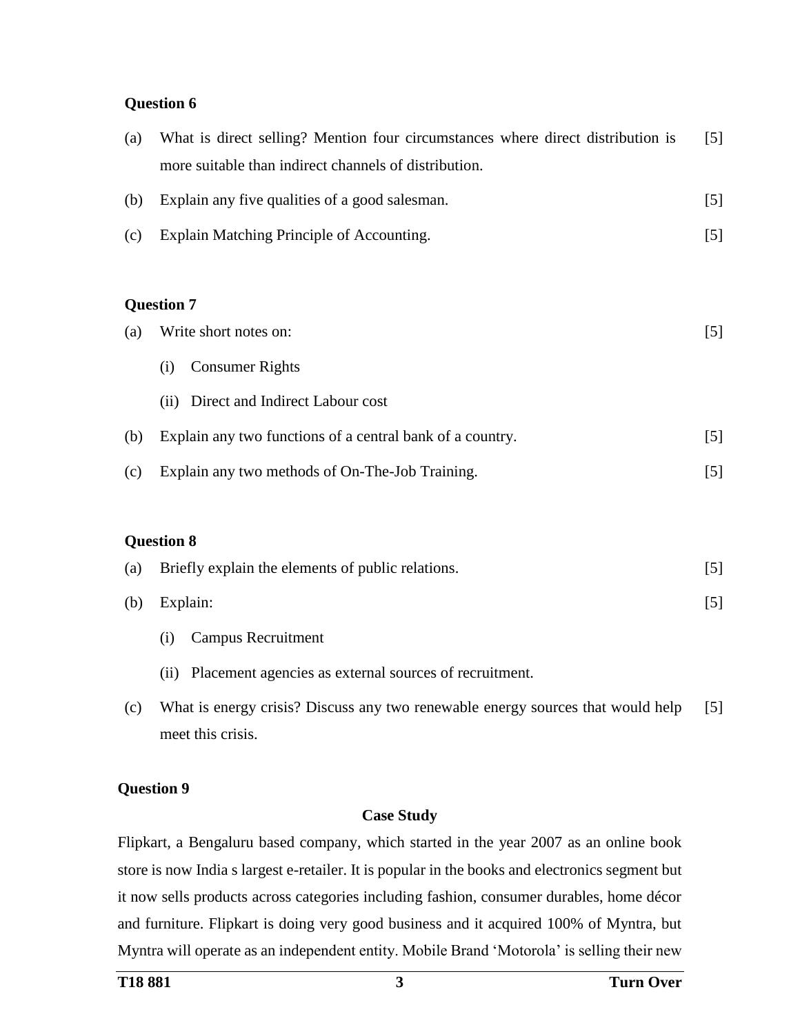### Question 6

(a) What is direct selling? Mention four circumstances where direct distribution is more suitable than indirect channels of distribution. [5]

(b) Explain any five qualities of a good salesman. [5]

(c) Explain Matching Principle of Accounting. [5]

### Question 7

(a) Write short notes on: [5]

  (i) Consumer Rights

  (ii) Direct and Indirect Labour cost

(b) Explain any two functions of a central bank of a country. [5]

(c) Explain any two methods of On-The-Job Training. [5]

### Question 8

(a) Briefly explain the elements of public relations. [5]

(b) Explain: [5]

  (i) Campus Recruitment

  (ii) Placement agencies as external sources of recruitment.

(c) What is energy crisis? Discuss any two renewable energy sources that would help meet this crisis. [5]

### Question 9

**Case Study**

Flipkart, a Bengaluru based company, which started in the year 2007 as an online book store is now India s largest e-retailer. It is popular in the books and electronics segment but it now sells products across categories including fashion, consumer durables, home décor and furniture. Flipkart is doing very good business and it acquired 100% of Myntra, but Myntra will operate as an independent entity. Mobile Brand 'Motorola' is selling their new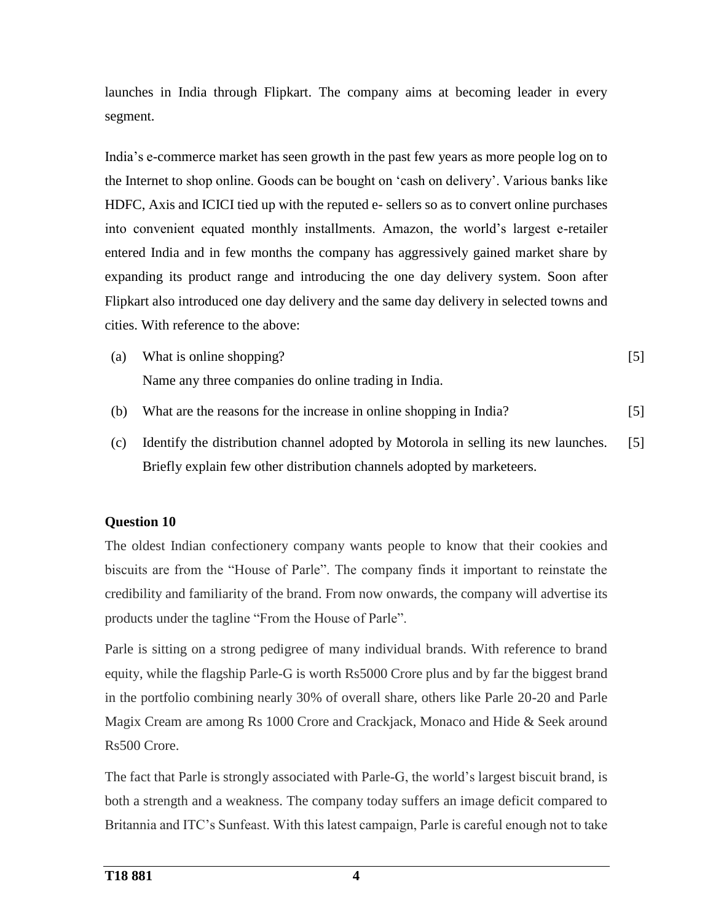launches in India through Flipkart. The company aims at becoming leader in every segment.

India's e-commerce market has seen growth in the past few years as more people log on to the Internet to shop online. Goods can be bought on 'cash on delivery'. Various banks like HDFC, Axis and ICICI tied up with the reputed e- sellers so as to convert online purchases into convenient equated monthly installments. Amazon, the world's largest e-retailer entered India and in few months the company has aggressively gained market share by expanding its product range and introducing the one day delivery system. Soon after Flipkart also introduced one day delivery and the same day delivery in selected towns and cities. With reference to the above:

(a) What is online shopping? [5]
Name any three companies do online trading in India.

(b) What are the reasons for the increase in online shopping in India? [5]

(c) Identify the distribution channel adopted by Motorola in selling its new launches. Briefly explain few other distribution channels adopted by marketeers. [5]

**Question 10**

The oldest Indian confectionery company wants people to know that their cookies and biscuits are from the "House of Parle". The company finds it important to reinstate the credibility and familiarity of the brand. From now onwards, the company will advertise its products under the tagline "From the House of Parle".

Parle is sitting on a strong pedigree of many individual brands. With reference to brand equity, while the flagship Parle-G is worth Rs5000 Crore plus and by far the biggest brand in the portfolio combining nearly 30% of overall share, others like Parle 20-20 and Parle Magix Cream are among Rs 1000 Crore and Crackjack, Monaco and Hide & Seek around Rs500 Crore.

The fact that Parle is strongly associated with Parle-G, the world's largest biscuit brand, is both a strength and a weakness. The company today suffers an image deficit compared to Britannia and ITC's Sunfeast. With this latest campaign, Parle is careful enough not to take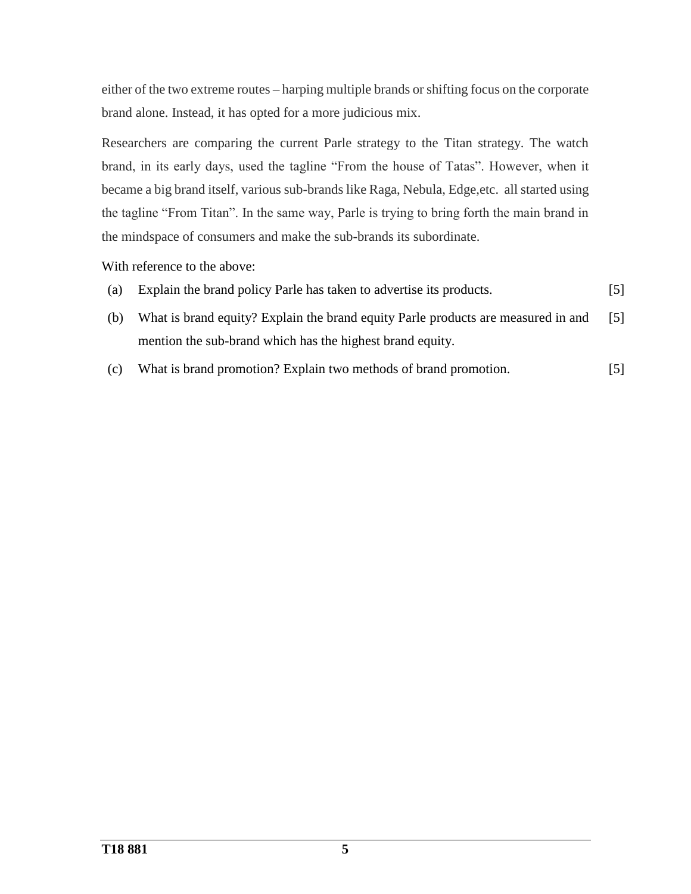either of the two extreme routes – harping multiple brands or shifting focus on the corporate brand alone. Instead, it has opted for a more judicious mix.

Researchers are comparing the current Parle strategy to the Titan strategy. The watch brand, in its early days, used the tagline "From the house of Tatas". However, when it became a big brand itself, various sub-brands like Raga, Nebula, Edge,etc. all started using the tagline "From Titan". In the same way, Parle is trying to bring forth the main brand in the mindspace of consumers and make the sub-brands its subordinate.

With reference to the above:

(a) Explain the brand policy Parle has taken to advertise its products. [5]

(b) What is brand equity? Explain the brand equity Parle products are measured in and mention the sub-brand which has the highest brand equity. [5]

(c) What is brand promotion? Explain two methods of brand promotion. [5]